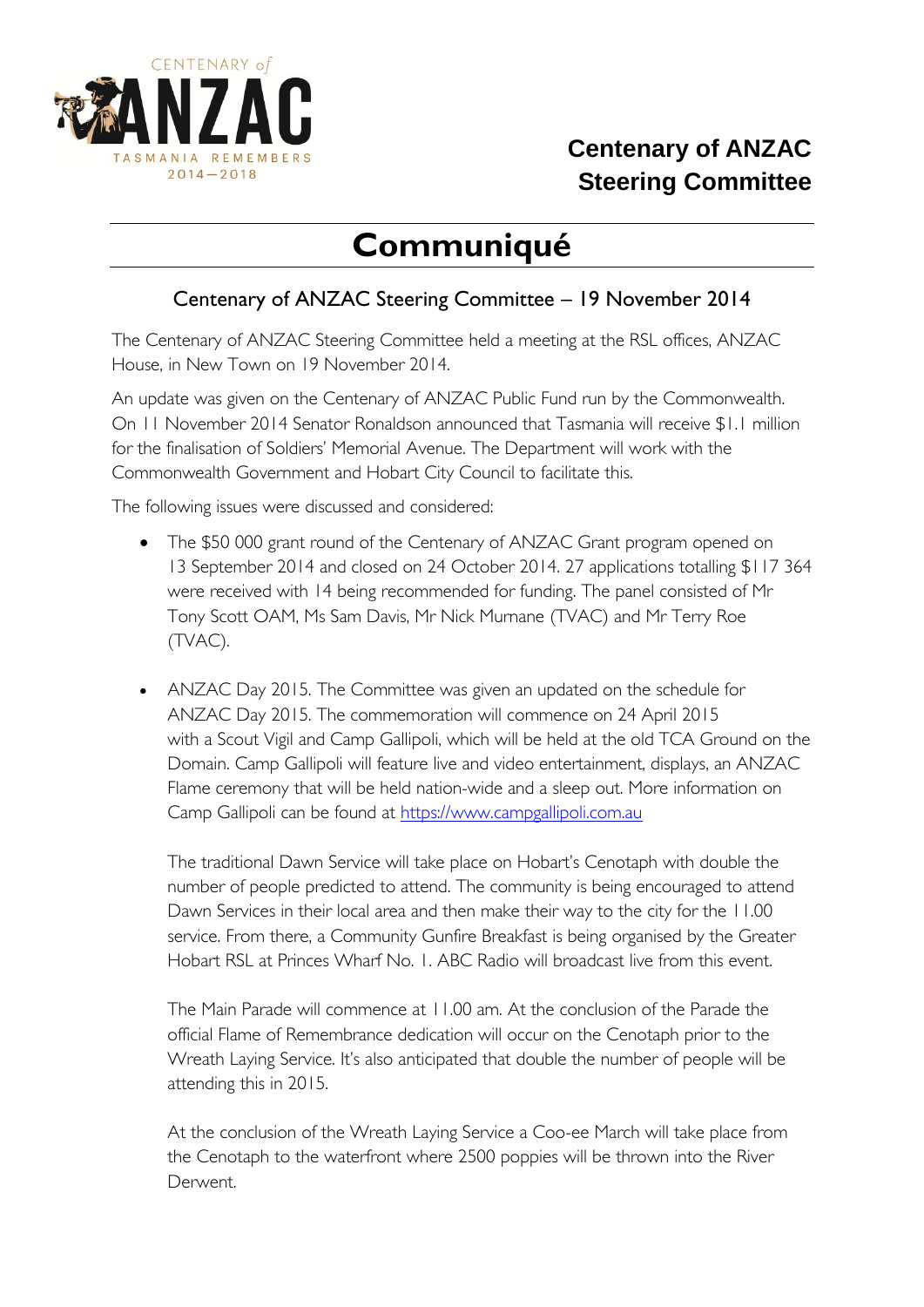**Centenary of ANZAC Steering Committee**

# Communiqué

## Centenary of ANZAC Steering Committee – 19 November 2014

The Centenary of ANZAC Steering Committee held a meeting at the RSL offices, ANZAC House, in New Town on 19 November 2014.

An update was given on the Centenary of ANZAC Public Fund run by the Commonwealth. On 11 November 2014 Senator Ronaldson announced that Tasmania will receive $1.1 million for the finalisation of Soldiers' Memorial Avenue. The Department will work with the Commonwealth Government and Hobart City Council to facilitate this.

The following issues were discussed and considered:

- The $50 000 grant round of the Centenary of ANZAC Grant program opened on 13 September 2014 and closed on 24 October 2014. 27 applications totalling $117 364 were received with 14 being recommended for funding. The panel consisted of Mr Tony Scott OAM, Ms Sam Davis, Mr Nick Murnane (TVAC) and Mr Terry Roe (TVAC).

- ANZAC Day 2015. The Committee was given an updated on the schedule for ANZAC Day 2015. The commemoration will commence on 24 April 2015 with a Scout Vigil and Camp Gallipoli, which will be held at the old TCA Ground on the Domain. Camp Gallipoli will feature live and video entertainment, displays, an ANZAC Flame ceremony that will be held nation-wide and a sleep out. More information on Camp Gallipoli can be found at https://www.campgallipoli.com.au

  The traditional Dawn Service will take place on Hobart's Cenotaph with double the number of people predicted to attend. The community is being encouraged to attend Dawn Services in their local area and then make their way to the city for the 11.00 service. From there, a Community Gunfire Breakfast is being organised by the Greater Hobart RSL at Princes Wharf No. 1. ABC Radio will broadcast live from this event.

  The Main Parade will commence at 11.00 am. At the conclusion of the Parade the official Flame of Remembrance dedication will occur on the Cenotaph prior to the Wreath Laying Service. It's also anticipated that double the number of people will be attending this in 2015.

  At the conclusion of the Wreath Laying Service a Coo-ee March will take place from the Cenotaph to the waterfront where 2500 poppies will be thrown into the River Derwent.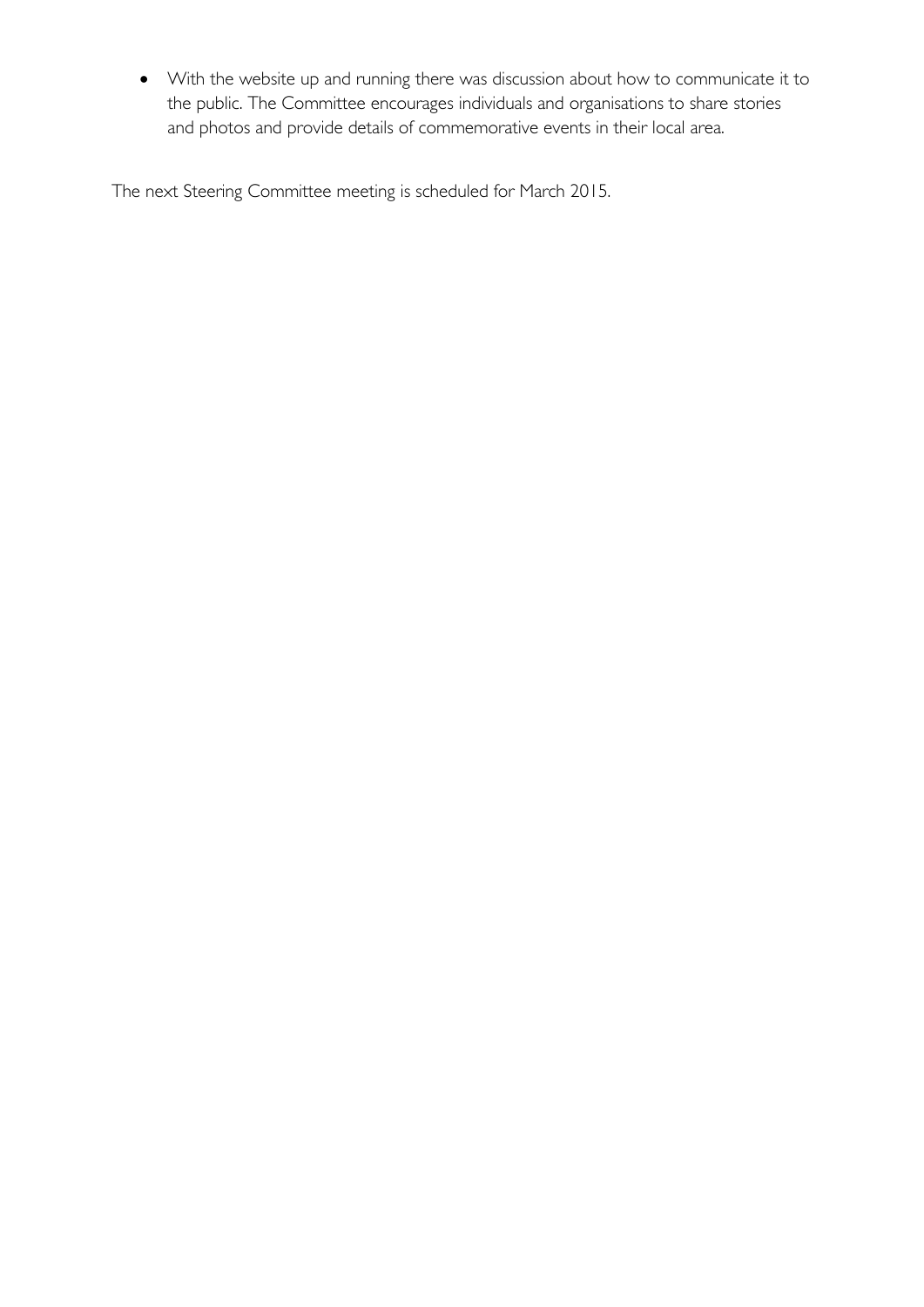- With the website up and running there was discussion about how to communicate it to the public. The Committee encourages individuals and organisations to share stories and photos and provide details of commemorative events in their local area.

The next Steering Committee meeting is scheduled for March 2015.